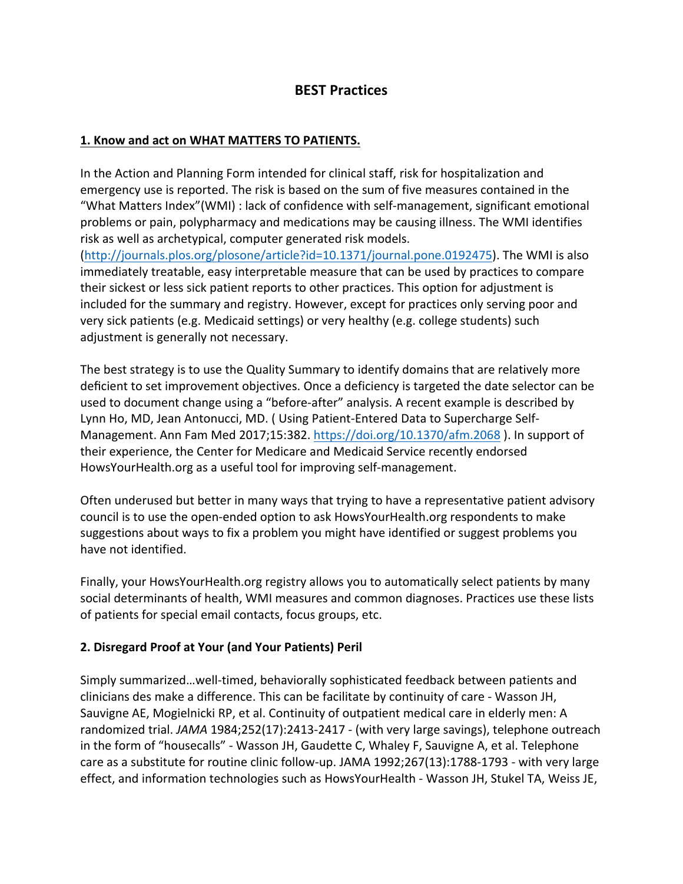# BEST Practices

## 1. Know and act on WHAT MATTERS TO PATIENTS.

In the Action and Planning Form intended for clinical staff, risk for hospitalization and emergency use is reported. The risk is based on the sum of five measures contained in the "What Matters Index"(WMI) : lack of confidence with self-management, significant emotional problems or pain, polypharmacy and medications may be causing illness. The WMI identifies risk as well as archetypical, computer generated risk models. (http://journals.plos.org/plosone/article?id=10.1371/journal.pone.0192475). The WMI is also immediately treatable, easy interpretable measure that can be used by practices to compare their sickest or less sick patient reports to other practices. This option for adjustment is included for the summary and registry. However, except for practices only serving poor and very sick patients (e.g. Medicaid settings) or very healthy (e.g. college students) such adjustment is generally not necessary.

The best strategy is to use the Quality Summary to identify domains that are relatively more deficient to set improvement objectives. Once a deficiency is targeted the date selector can be used to document change using a "before-after" analysis. A recent example is described by Lynn Ho, MD, Jean Antonucci, MD. ( Using Patient-Entered Data to Supercharge Self-Management. Ann Fam Med 2017;15:382. https://doi.org/10.1370/afm.2068 ). In support of their experience, the Center for Medicare and Medicaid Service recently endorsed HowsYourHealth.org as a useful tool for improving self-management.

Often underused but better in many ways that trying to have a representative patient advisory council is to use the open-ended option to ask HowsYourHealth.org respondents to make suggestions about ways to fix a problem you might have identified or suggest problems you have not identified.

Finally, your HowsYourHealth.org registry allows you to automatically select patients by many social determinants of health, WMI measures and common diagnoses. Practices use these lists of patients for special email contacts, focus groups, etc.

## 2. Disregard Proof at Your (and Your Patients) Peril

Simply summarized…well-timed, behaviorally sophisticated feedback between patients and clinicians des make a difference. This can be facilitate by continuity of care - Wasson JH, Sauvigne AE, Mogielnicki RP, et al. Continuity of outpatient medical care in elderly men: A randomized trial. *JAMA* 1984;252(17):2413-2417 - (with very large savings), telephone outreach in the form of "housecalls" - Wasson JH, Gaudette C, Whaley F, Sauvigne A, et al. Telephone care as a substitute for routine clinic follow-up. JAMA 1992;267(13):1788-1793 - with very large effect, and information technologies such as HowsYourHealth - Wasson JH, Stukel TA, Weiss JE,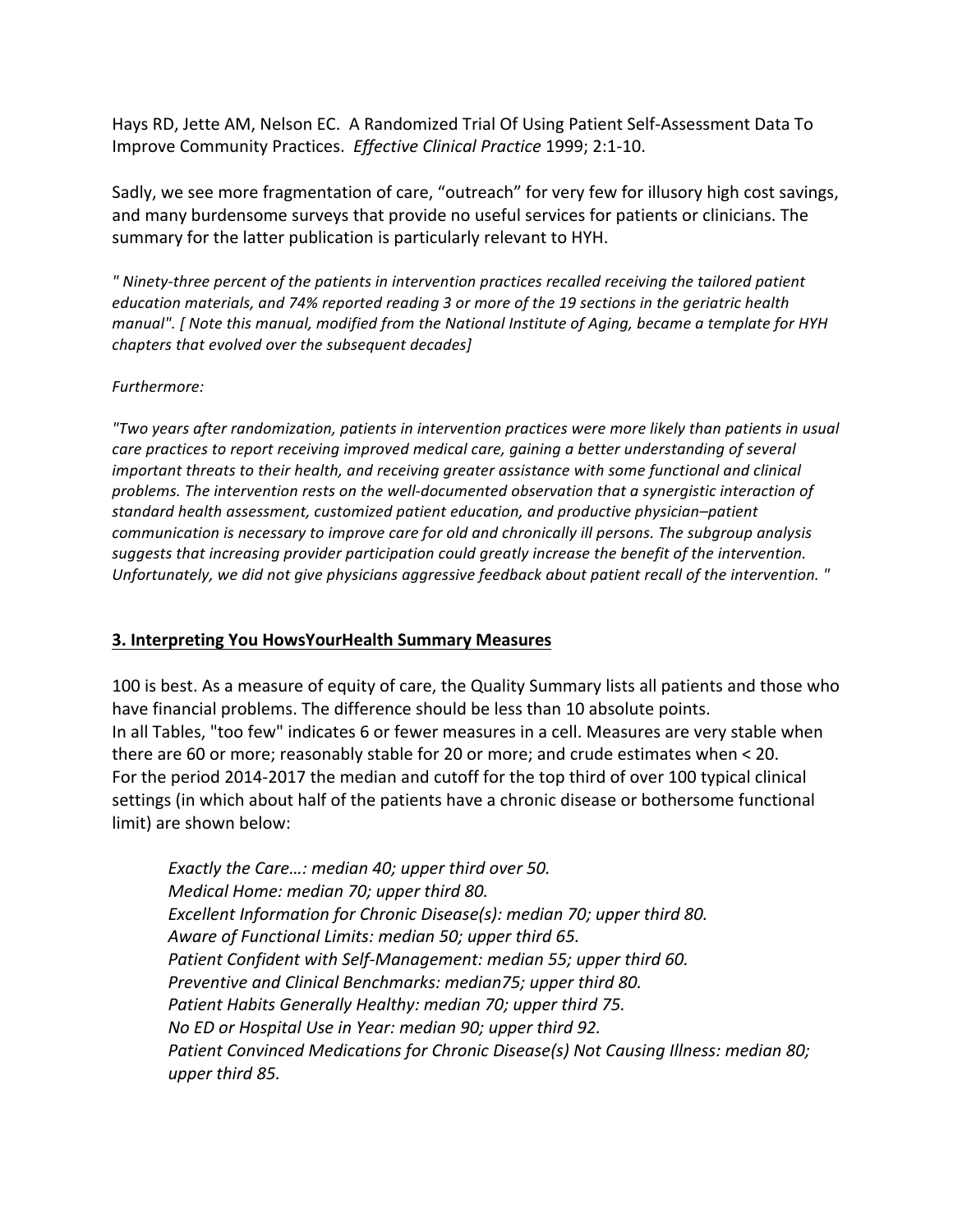Hays RD, Jette AM, Nelson EC. A Randomized Trial Of Using Patient Self-Assessment Data To Improve Community Practices. *Effective Clinical Practice* 1999; 2:1-10.

Sadly, we see more fragmentation of care, "outreach" for very few for illusory high cost savings, and many burdensome surveys that provide no useful services for patients or clinicians. The summary for the latter publication is particularly relevant to HYH.

*" Ninety-three percent of the patients in intervention practices recalled receiving the tailored patient education materials, and 74% reported reading 3 or more of the 19 sections in the geriatric health manual". [ Note this manual, modified from the National Institute of Aging, became a template for HYH chapters that evolved over the subsequent decades]*

*Furthermore:*

*"Two years after randomization, patients in intervention practices were more likely than patients in usual care practices to report receiving improved medical care, gaining a better understanding of several important threats to their health, and receiving greater assistance with some functional and clinical problems. The intervention rests on the well-documented observation that a synergistic interaction of standard health assessment, customized patient education, and productive physician–patient communication is necessary to improve care for old and chronically ill persons. The subgroup analysis suggests that increasing provider participation could greatly increase the benefit of the intervention. Unfortunately, we did not give physicians aggressive feedback about patient recall of the intervention. "*

## 3. Interpreting You HowsYourHealth Summary Measures

100 is best. As a measure of equity of care, the Quality Summary lists all patients and those who have financial problems. The difference should be less than 10 absolute points.
In all Tables, "too few" indicates 6 or fewer measures in a cell. Measures are very stable when there are 60 or more; reasonably stable for 20 or more; and crude estimates when < 20.
For the period 2014-2017 the median and cutoff for the top third of over 100 typical clinical settings (in which about half of the patients have a chronic disease or bothersome functional limit) are shown below:

*Exactly the Care…: median 40; upper third over 50.*
*Medical Home: median 70; upper third 80.*
*Excellent Information for Chronic Disease(s): median 70; upper third 80.*
*Aware of Functional Limits: median 50; upper third 65.*
*Patient Confident with Self-Management: median 55; upper third 60.*
*Preventive and Clinical Benchmarks: median75; upper third 80.*
*Patient Habits Generally Healthy: median 70; upper third 75.*
*No ED or Hospital Use in Year: median 90; upper third 92.*
*Patient Convinced Medications for Chronic Disease(s) Not Causing Illness: median 80; upper third 85.*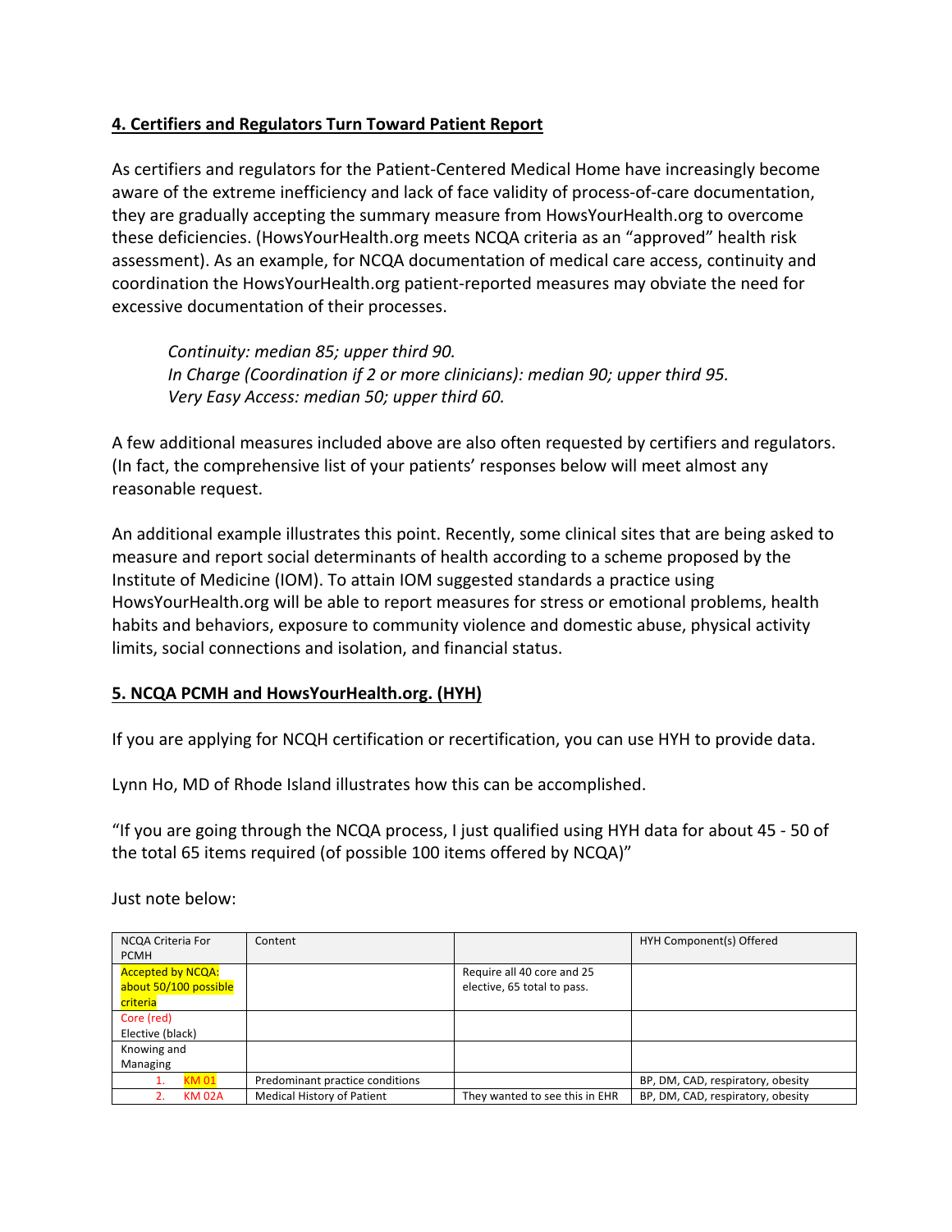## 4. Certifiers and Regulators Turn Toward Patient Report

As certifiers and regulators for the Patient-Centered Medical Home have increasingly become aware of the extreme inefficiency and lack of face validity of process-of-care documentation, they are gradually accepting the summary measure from HowsYourHealth.org to overcome these deficiencies. (HowsYourHealth.org meets NCQA criteria as an "approved" health risk assessment). As an example, for NCQA documentation of medical care access, continuity and coordination the HowsYourHealth.org patient-reported measures may obviate the need for excessive documentation of their processes.

> *Continuity: median 85; upper third 90.*
> *In Charge (Coordination if 2 or more clinicians): median 90; upper third 95.*
> *Very Easy Access: median 50; upper third 60.*

A few additional measures included above are also often requested by certifiers and regulators. (In fact, the comprehensive list of your patients' responses below will meet almost any reasonable request.

An additional example illustrates this point. Recently, some clinical sites that are being asked to measure and report social determinants of health according to a scheme proposed by the Institute of Medicine (IOM). To attain IOM suggested standards a practice using HowsYourHealth.org will be able to report measures for stress or emotional problems, health habits and behaviors, exposure to community violence and domestic abuse, physical activity limits, social connections and isolation, and financial status.

## 5. NCQA PCMH and HowsYourHealth.org. (HYH)

If you are applying for NCQH certification or recertification, you can use HYH to provide data.

Lynn Ho, MD of Rhode Island illustrates how this can be accomplished.

"If you are going through the NCQA process, I just qualified using HYH data for about 45 - 50 of the total 65 items required (of possible 100 items offered by NCQA)"

Just note below:

| NCQA Criteria For PCMH | Content | | HYH Component(s) Offered |
|---|---|---|---|
| Accepted by NCQA: about 50/100 possible criteria | | Require all 40 core and 25 elective, 65 total to pass. | |
| Core (red) Elective (black) | | | |
| Knowing and Managing | | | |
| 1. KM 01 | Predominant practice conditions | | BP, DM, CAD, respiratory, obesity |
| 2. KM 02A | Medical History of Patient | They wanted to see this in EHR | BP, DM, CAD, respiratory, obesity |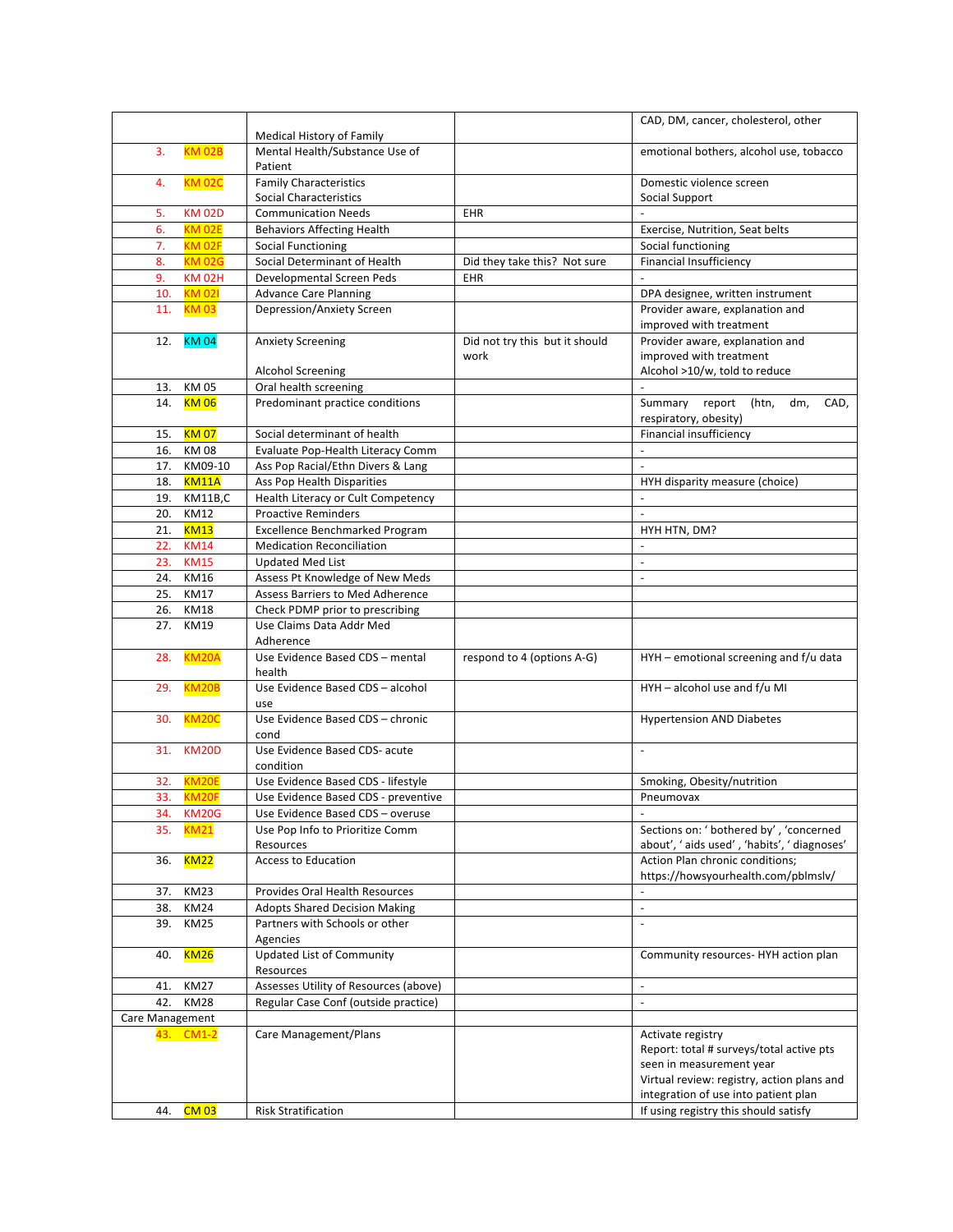| | | | |
|---|---|---|---|
| | Medical History of Family | | CAD, DM, cancer, cholesterol, other |
| 3. KM 02B | Mental Health/Substance Use of Patient | | emotional bothers, alcohol use, tobacco |
| 4. KM 02C | Family Characteristics<br>Social Characteristics | | Domestic violence screen<br>Social Support |
| 5. KM 02D | Communication Needs | EHR | - |
| 6. KM 02E | Behaviors Affecting Health | | Exercise, Nutrition, Seat belts |
| 7. KM 02F | Social Functioning | | Social functioning |
| 8. KM 02G | Social Determinant of Health | Did they take this? Not sure | Financial Insufficiency |
| 9. KM 02H | Developmental Screen Peds | EHR | - |
| 10. KM 02I | Advance Care Planning | | DPA designee, written instrument |
| 11. KM 03 | Depression/Anxiety Screen | | Provider aware, explanation and improved with treatment |
| 12. KM 04 | Anxiety Screening<br>Alcohol Screening | Did not try this but it should work | Provider aware, explanation and improved with treatment<br>Alcohol >10/w, told to reduce |
| 13. KM 05 | Oral health screening | | - |
| 14. KM 06 | Predominant practice conditions | | Summary report (htn, dm, CAD, respiratory, obesity) |
| 15. KM 07 | Social determinant of health | | Financial insufficiency |
| 16. KM 08 | Evaluate Pop-Health Literacy Comm | | - |
| 17. KM09-10 | Ass Pop Racial/Ethn Divers & Lang | | - |
| 18. KM11A | Ass Pop Health Disparities | | HYH disparity measure (choice) |
| 19. KM11B,C | Health Literacy or Cult Competency | | - |
| 20. KM12 | Proactive Reminders | | - |
| 21. KM13 | Excellence Benchmarked Program | | HYH HTN, DM? |
| 22. KM14 | Medication Reconciliation | | - |
| 23. KM15 | Updated Med List | | - |
| 24. KM16 | Assess Pt Knowledge of New Meds | | - |
| 25. KM17 | Assess Barriers to Med Adherence | | |
| 26. KM18 | Check PDMP prior to prescribing | | |
| 27. KM19 | Use Claims Data Addr Med Adherence | | |
| 28. KM20A | Use Evidence Based CDS – mental health | respond to 4 (options A-G) | HYH – emotional screening and f/u data |
| 29. KM20B | Use Evidence Based CDS – alcohol use | | HYH – alcohol use and f/u MI |
| 30. KM20C | Use Evidence Based CDS – chronic cond | | Hypertension AND Diabetes |
| 31. KM20D | Use Evidence Based CDS- acute condition | | - |
| 32. KM20E | Use Evidence Based CDS - lifestyle | | Smoking, Obesity/nutrition |
| 33. KM20F | Use Evidence Based CDS - preventive | | Pneumovax |
| 34. KM20G | Use Evidence Based CDS – overuse | | - |
| 35. KM21 | Use Pop Info to Prioritize Comm Resources | | Sections on: ' bothered by' , 'concerned about', ' aids used' , 'habits', ' diagnoses' |
| 36. KM22 | Access to Education | | Action Plan chronic conditions; https://howsyourhealth.com/pblmslv/ |
| 37. KM23 | Provides Oral Health Resources | | - |
| 38. KM24 | Adopts Shared Decision Making | | - |
| 39. KM25 | Partners with Schools or other Agencies | | - |
| 40. KM26 | Updated List of Community Resources | | Community resources- HYH action plan |
| 41. KM27 | Assesses Utility of Resources (above) | | - |
| 42. KM28 | Regular Case Conf (outside practice) | | - |
| Care Management | | | |
| 43. CM1-2 | Care Management/Plans | | Activate registry<br>Report: total # surveys/total active pts seen in measurement year<br>Virtual review: registry, action plans and integration of use into patient plan |
| 44. CM 03 | Risk Stratification | | If using registry this should satisfy |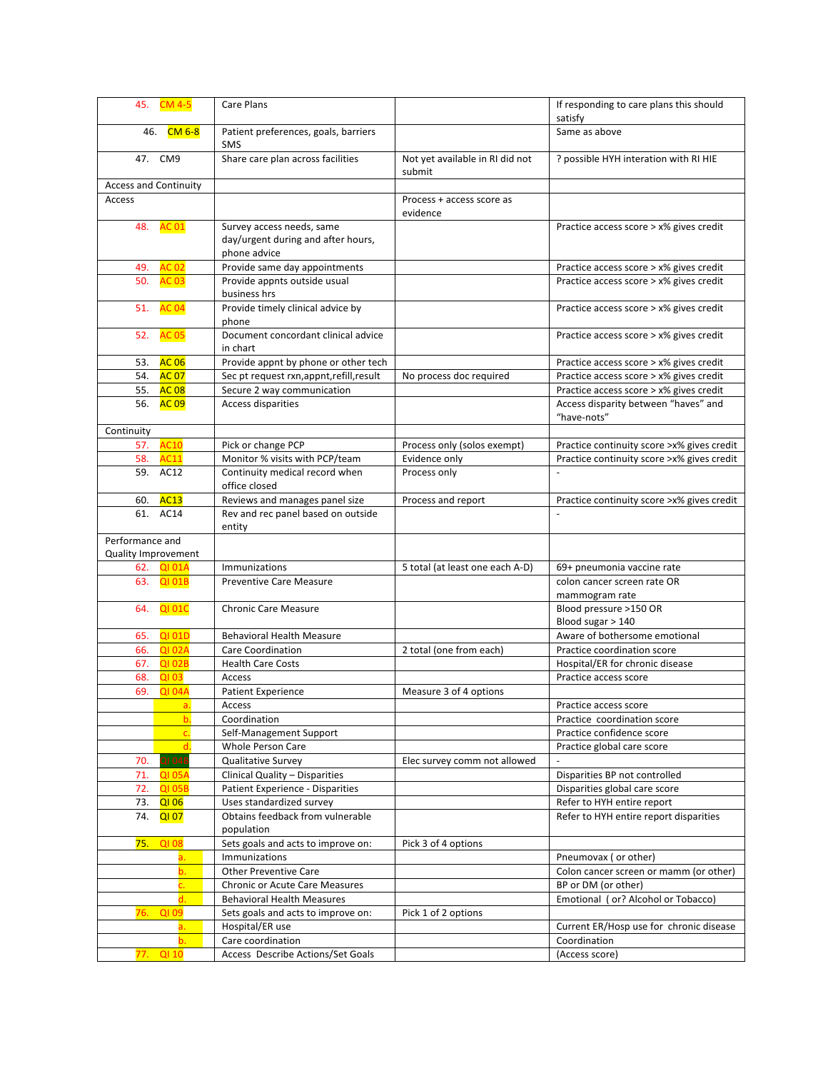| | | | |
|---|---|---|---|
| 45. CM 4-5 | Care Plans | | If responding to care plans this should satisfy |
| 46. CM 6-8 | Patient preferences, goals, barriers SMS | | Same as above |
| 47. CM9 | Share care plan across facilities | Not yet available in RI did not submit | ? possible HYH interation with RI HIE |
| Access and Continuity | | | |
| Access | | Process + access score as evidence | |
| 48. AC 01 | Survey access needs, same day/urgent during and after hours, phone advice | | Practice access score > x% gives credit |
| 49. AC 02 | Provide same day appointments | | Practice access score > x% gives credit |
| 50. AC 03 | Provide appnts outside usual business hrs | | Practice access score > x% gives credit |
| 51. AC 04 | Provide timely clinical advice by phone | | Practice access score > x% gives credit |
| 52. AC 05 | Document concordant clinical advice in chart | | Practice access score > x% gives credit |
| 53. AC 06 | Provide appnt by phone or other tech | | Practice access score > x% gives credit |
| 54. AC 07 | Sec pt request rxn,appnt,refill,result | No process doc required | Practice access score > x% gives credit |
| 55. AC 08 | Secure 2 way communication | | Practice access score > x% gives credit |
| 56. AC 09 | Access disparities | | Access disparity between "haves" and "have-nots" |
| Continuity | | | |
| 57. AC10 | Pick or change PCP | Process only (solos exempt) | Practice continuity score >x% gives credit |
| 58. AC11 | Monitor % visits with PCP/team | Evidence only | Practice continuity score >x% gives credit |
| 59. AC12 | Continuity medical record when office closed | Process only | - |
| 60. AC13 | Reviews and manages panel size | Process and report | Practice continuity score >x% gives credit |
| 61. AC14 | Rev and rec panel based on outside entity | | - |
| Performance and Quality Improvement | | | |
| 62. QI 01A | Immunizations | 5 total (at least one each A-D) | 69+ pneumonia vaccine rate |
| 63. QI 01B | Preventive Care Measure | | colon cancer screen rate OR mammogram rate |
| 64. QI 01C | Chronic Care Measure | | Blood pressure >150 OR Blood sugar > 140 |
| 65. QI 01D | Behavioral Health Measure | | Aware of bothersome emotional |
| 66. QI 02A | Care Coordination | 2 total (one from each) | Practice coordination score |
| 67. QI 02B | Health Care Costs | | Hospital/ER for chronic disease |
| 68. QI 03 | Access | | Practice access score |
| 69. QI 04A | Patient Experience | Measure 3 of 4 options | |
| a. | Access | | Practice access score |
| b. | Coordination | | Practice coordination score |
| c. | Self-Management Support | | Practice confidence score |
| d. | Whole Person Care | | Practice global care score |
| 70. QI 04B | Qualitative Survey | Elec survey comm not allowed | - |
| 71. QI 05A | Clinical Quality – Disparities | | Disparities BP not controlled |
| 72. QI 05B | Patient Experience - Disparities | | Disparities global care score |
| 73. QI 06 | Uses standardized survey | | Refer to HYH entire report |
| 74. QI 07 | Obtains feedback from vulnerable population | | Refer to HYH entire report disparities |
| 75. QI 08 | Sets goals and acts to improve on: | Pick 3 of 4 options | |
| a. | Immunizations | | Pneumovax ( or other) |
| b. | Other Preventive Care | | Colon cancer screen or mamm (or other) |
| c. | Chronic or Acute Care Measures | | BP or DM (or other) |
| d. | Behavioral Health Measures | | Emotional ( or? Alcohol or Tobacco) |
| 76. QI 09 | Sets goals and acts to improve on: | Pick 1 of 2 options | |
| a. | Hospital/ER use | | Current ER/Hosp use for chronic disease |
| b. | Care coordination | | Coordination |
| 77. QI 10 | Access Describe Actions/Set Goals | | (Access score) |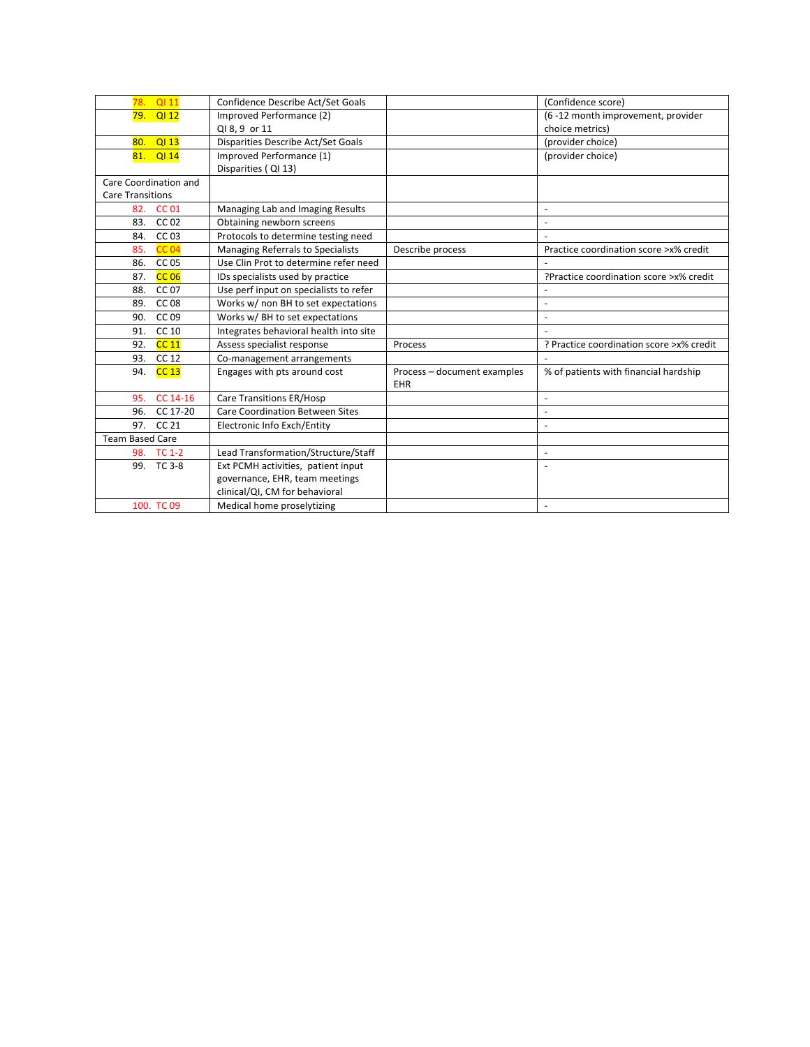| | | | |
|---|---|---|---|
| 78. QI 11 | Confidence Describe Act/Set Goals | | (Confidence score) |
| 79. QI 12 | Improved Performance (2)<br>QI 8, 9 or 11 | | (6 -12 month improvement, provider choice metrics) |
| 80. QI 13 | Disparities Describe Act/Set Goals | | (provider choice) |
| 81. QI 14 | Improved Performance (1)<br>Disparities ( QI 13) | | (provider choice) |
| Care Coordination and Care Transitions | | | |
| 82. CC 01 | Managing Lab and Imaging Results | | - |
| 83. CC 02 | Obtaining newborn screens | | - |
| 84. CC 03 | Protocols to determine testing need | | - |
| 85. CC 04 | Managing Referrals to Specialists | Describe process | Practice coordination score >x% credit |
| 86. CC 05 | Use Clin Prot to determine refer need | | - |
| 87. CC 06 | IDs specialists used by practice | | ?Practice coordination score >x% credit |
| 88. CC 07 | Use perf input on specialists to refer | | - |
| 89. CC 08 | Works w/ non BH to set expectations | | - |
| 90. CC 09 | Works w/ BH to set expectations | | - |
| 91. CC 10 | Integrates behavioral health into site | | - |
| 92. CC 11 | Assess specialist response | Process | ? Practice coordination score >x% credit |
| 93. CC 12 | Co-management arrangements | | - |
| 94. CC 13 | Engages with pts around cost | Process – document examples EHR | % of patients with financial hardship |
| 95. CC 14-16 | Care Transitions ER/Hosp | | - |
| 96. CC 17-20 | Care Coordination Between Sites | | - |
| 97. CC 21 | Electronic Info Exch/Entity | | - |
| Team Based Care | | | |
| 98. TC 1-2 | Lead Transformation/Structure/Staff | | - |
| 99. TC 3-8 | Ext PCMH activities, patient input governance, EHR, team meetings clinical/QI, CM for behavioral | | - |
| 100. TC 09 | Medical home proselytizing | | - |